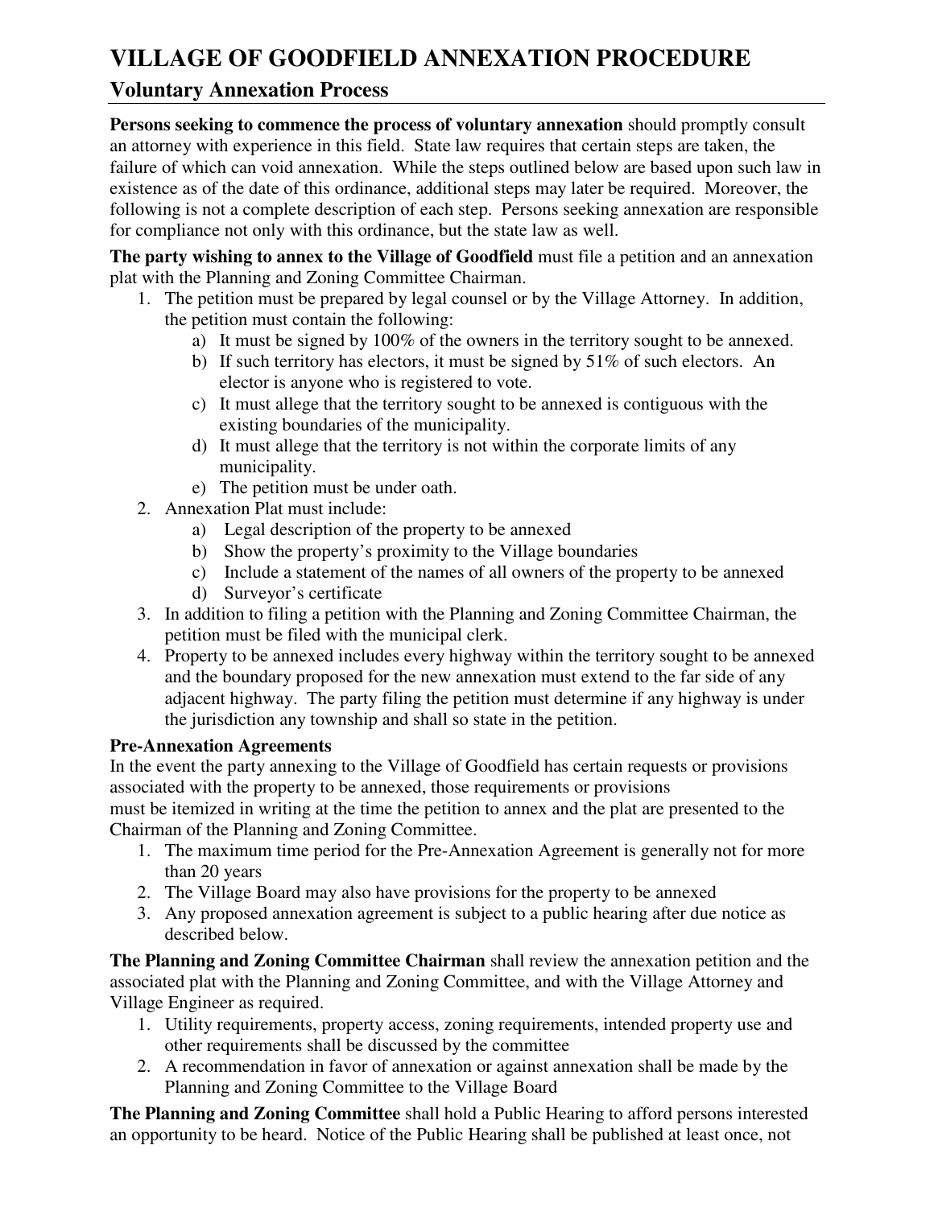# VILLAGE OF GOODFIELD ANNEXATION PROCEDURE

## Voluntary Annexation Process

**Persons seeking to commence the process of voluntary annexation** should promptly consult an attorney with experience in this field. State law requires that certain steps are taken, the failure of which can void annexation. While the steps outlined below are based upon such law in existence as of the date of this ordinance, additional steps may later be required. Moreover, the following is not a complete description of each step. Persons seeking annexation are responsible for compliance not only with this ordinance, but the state law as well.

**The party wishing to annex to the Village of Goodfield** must file a petition and an annexation plat with the Planning and Zoning Committee Chairman.

1. The petition must be prepared by legal counsel or by the Village Attorney. In addition, the petition must contain the following:
   a) It must be signed by 100% of the owners in the territory sought to be annexed.
   b) If such territory has electors, it must be signed by 51% of such electors. An elector is anyone who is registered to vote.
   c) It must allege that the territory sought to be annexed is contiguous with the existing boundaries of the municipality.
   d) It must allege that the territory is not within the corporate limits of any municipality.
   e) The petition must be under oath.
2. Annexation Plat must include:
   a) Legal description of the property to be annexed
   b) Show the property's proximity to the Village boundaries
   c) Include a statement of the names of all owners of the property to be annexed
   d) Surveyor's certificate
3. In addition to filing a petition with the Planning and Zoning Committee Chairman, the petition must be filed with the municipal clerk.
4. Property to be annexed includes every highway within the territory sought to be annexed and the boundary proposed for the new annexation must extend to the far side of any adjacent highway. The party filing the petition must determine if any highway is under the jurisdiction any township and shall so state in the petition.

**Pre-Annexation Agreements**

In the event the party annexing to the Village of Goodfield has certain requests or provisions associated with the property to be annexed, those requirements or provisions must be itemized in writing at the time the petition to annex and the plat are presented to the Chairman of the Planning and Zoning Committee.

1. The maximum time period for the Pre-Annexation Agreement is generally not for more than 20 years
2. The Village Board may also have provisions for the property to be annexed
3. Any proposed annexation agreement is subject to a public hearing after due notice as described below.

**The Planning and Zoning Committee Chairman** shall review the annexation petition and the associated plat with the Planning and Zoning Committee, and with the Village Attorney and Village Engineer as required.

1. Utility requirements, property access, zoning requirements, intended property use and other requirements shall be discussed by the committee
2. A recommendation in favor of annexation or against annexation shall be made by the Planning and Zoning Committee to the Village Board

**The Planning and Zoning Committee** shall hold a Public Hearing to afford persons interested an opportunity to be heard. Notice of the Public Hearing shall be published at least once, not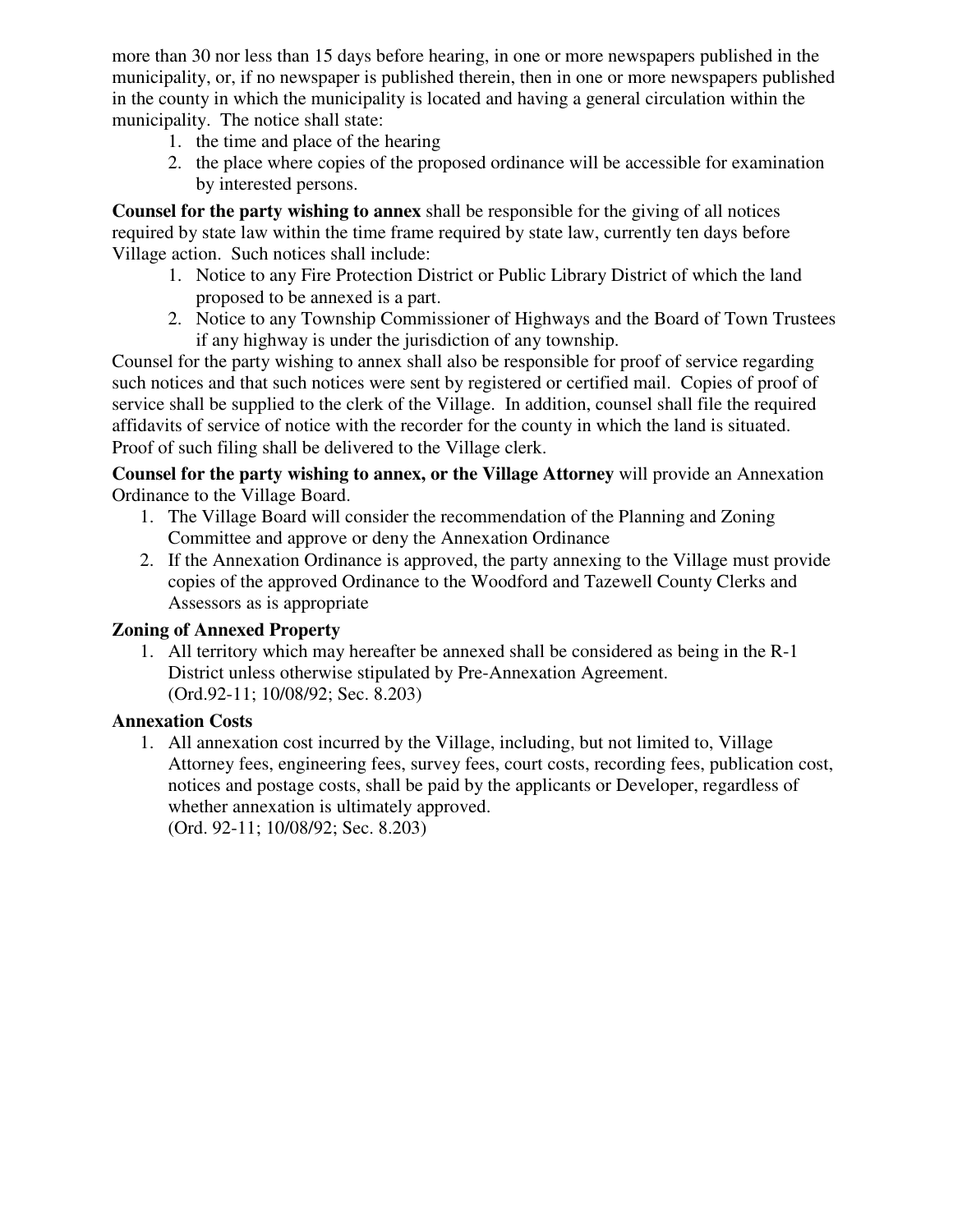more than 30 nor less than 15 days before hearing, in one or more newspapers published in the municipality, or, if no newspaper is published therein, then in one or more newspapers published in the county in which the municipality is located and having a general circulation within the municipality. The notice shall state:

1. the time and place of the hearing
2. the place where copies of the proposed ordinance will be accessible for examination by interested persons.

**Counsel for the party wishing to annex** shall be responsible for the giving of all notices required by state law within the time frame required by state law, currently ten days before Village action. Such notices shall include:

1. Notice to any Fire Protection District or Public Library District of which the land proposed to be annexed is a part.
2. Notice to any Township Commissioner of Highways and the Board of Town Trustees if any highway is under the jurisdiction of any township.

Counsel for the party wishing to annex shall also be responsible for proof of service regarding such notices and that such notices were sent by registered or certified mail. Copies of proof of service shall be supplied to the clerk of the Village. In addition, counsel shall file the required affidavits of service of notice with the recorder for the county in which the land is situated. Proof of such filing shall be delivered to the Village clerk.

**Counsel for the party wishing to annex, or the Village Attorney** will provide an Annexation Ordinance to the Village Board.

1. The Village Board will consider the recommendation of the Planning and Zoning Committee and approve or deny the Annexation Ordinance
2. If the Annexation Ordinance is approved, the party annexing to the Village must provide copies of the approved Ordinance to the Woodford and Tazewell County Clerks and Assessors as is appropriate

### Zoning of Annexed Property

1. All territory which may hereafter be annexed shall be considered as being in the R-1 District unless otherwise stipulated by Pre-Annexation Agreement.
   (Ord.92-11; 10/08/92; Sec. 8.203)

### Annexation Costs

1. All annexation cost incurred by the Village, including, but not limited to, Village Attorney fees, engineering fees, survey fees, court costs, recording fees, publication cost, notices and postage costs, shall be paid by the applicants or Developer, regardless of whether annexation is ultimately approved.
   (Ord. 92-11; 10/08/92; Sec. 8.203)